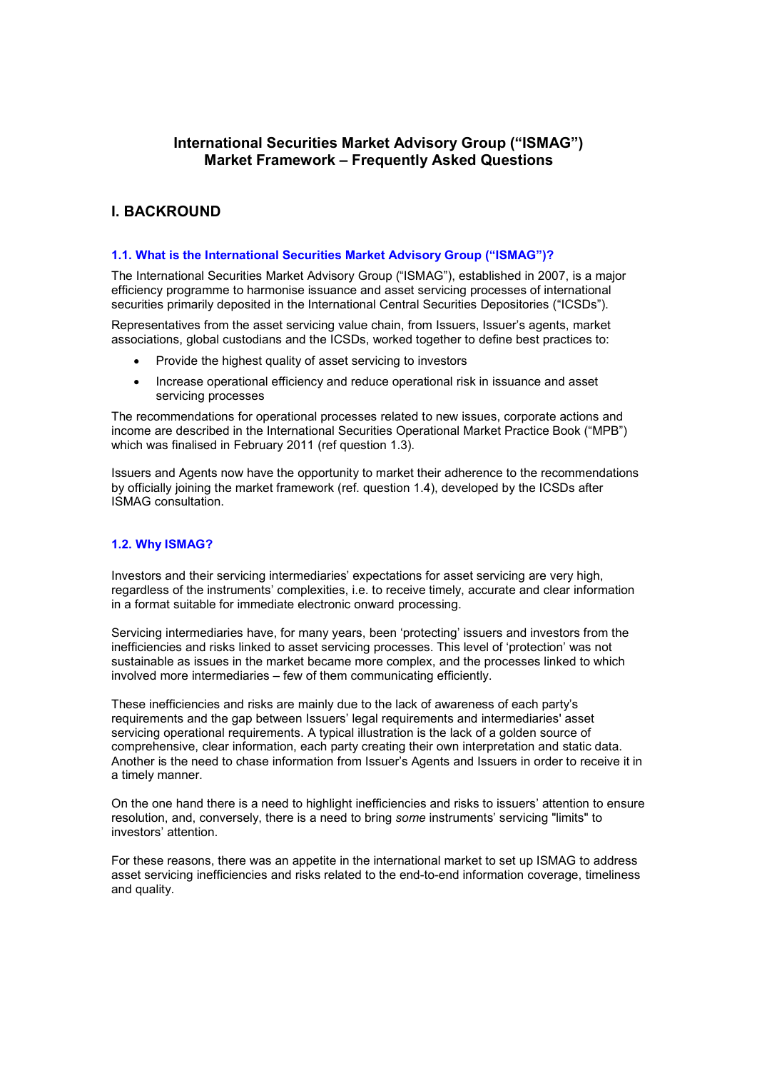# International Securities Market Advisory Group ("ISMAG") Market Framework – Frequently Asked Questions

## I. BACKROUND

### 1.1. What is the International Securities Market Advisory Group ("ISMAG")?

The International Securities Market Advisory Group ("ISMAG"), established in 2007, is a major efficiency programme to harmonise issuance and asset servicing processes of international securities primarily deposited in the International Central Securities Depositories ("ICSDs").

Representatives from the asset servicing value chain, from Issuers, Issuer's agents, market associations, global custodians and the ICSDs, worked together to define best practices to:

- Provide the highest quality of asset servicing to investors
- Increase operational efficiency and reduce operational risk in issuance and asset servicing processes

The recommendations for operational processes related to new issues, corporate actions and income are described in the International Securities Operational Market Practice Book ("MPB") which was finalised in February 2011 (ref question 1.3).

Issuers and Agents now have the opportunity to market their adherence to the recommendations by officially joining the market framework (ref. question 1.4), developed by the ICSDs after ISMAG consultation.

### 1.2. Why ISMAG?

Investors and their servicing intermediaries' expectations for asset servicing are very high, regardless of the instruments' complexities, i.e. to receive timely, accurate and clear information in a format suitable for immediate electronic onward processing.

Servicing intermediaries have, for many years, been 'protecting' issuers and investors from the inefficiencies and risks linked to asset servicing processes. This level of 'protection' was not sustainable as issues in the market became more complex, and the processes linked to which involved more intermediaries – few of them communicating efficiently.

These inefficiencies and risks are mainly due to the lack of awareness of each party's requirements and the gap between Issuers' legal requirements and intermediaries' asset servicing operational requirements. A typical illustration is the lack of a golden source of comprehensive, clear information, each party creating their own interpretation and static data. Another is the need to chase information from Issuer's Agents and Issuers in order to receive it in a timely manner.

On the one hand there is a need to highlight inefficiencies and risks to issuers' attention to ensure resolution, and, conversely, there is a need to bring *some* instruments' servicing "limits" to investors' attention.

For these reasons, there was an appetite in the international market to set up ISMAG to address asset servicing inefficiencies and risks related to the end-to-end information coverage, timeliness and quality.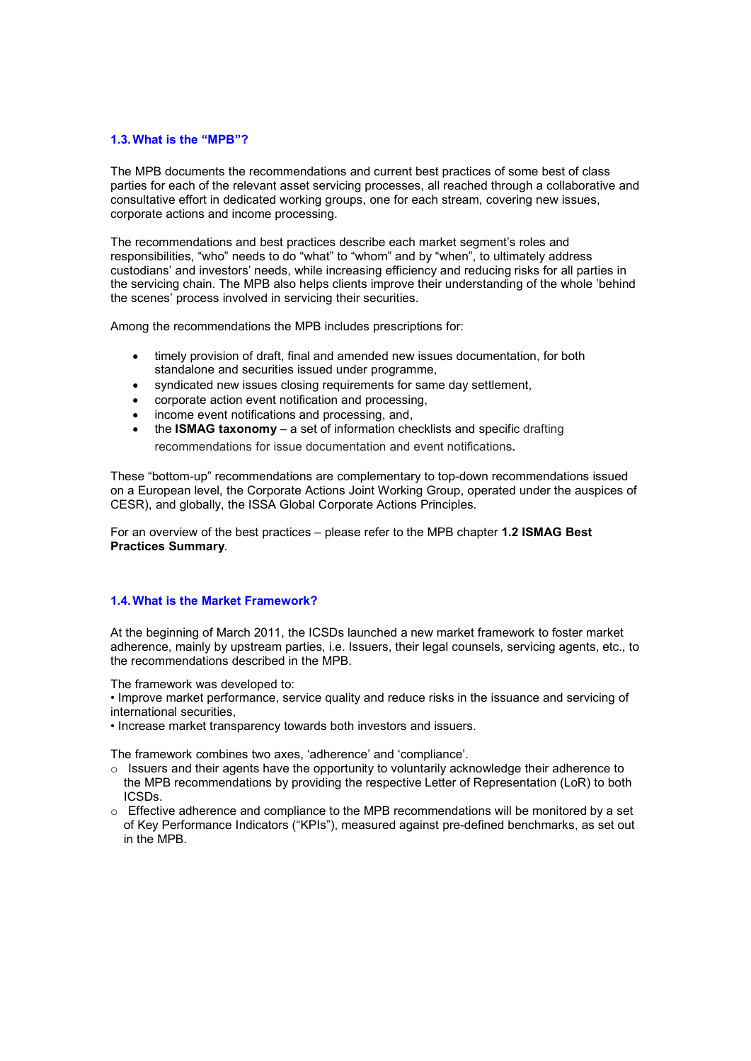## 1.3. What is the "MPB"?

The MPB documents the recommendations and current best practices of some best of class parties for each of the relevant asset servicing processes, all reached through a collaborative and consultative effort in dedicated working groups, one for each stream, covering new issues, corporate actions and income processing.

The recommendations and best practices describe each market segment's roles and responsibilities, "who" needs to do "what" to "whom" and by "when", to ultimately address custodians' and investors' needs, while increasing efficiency and reducing risks for all parties in the servicing chain. The MPB also helps clients improve their understanding of the whole 'behind the scenes' process involved in servicing their securities.

Among the recommendations the MPB includes prescriptions for:

- timely provision of draft, final and amended new issues documentation, for both standalone and securities issued under programme,
- syndicated new issues closing requirements for same day settlement,
- corporate action event notification and processing,
- income event notifications and processing, and,
- the **ISMAG taxonomy** – a set of information checklists and specific drafting recommendations for issue documentation and event notifications.

These "bottom-up" recommendations are complementary to top-down recommendations issued on a European level, the Corporate Actions Joint Working Group, operated under the auspices of CESR), and globally, the ISSA Global Corporate Actions Principles.

For an overview of the best practices – please refer to the MPB chapter **1.2 ISMAG Best Practices Summary**.

## 1.4. What is the Market Framework?

At the beginning of March 2011, the ICSDs launched a new market framework to foster market adherence, mainly by upstream parties, i.e. Issuers, their legal counsels, servicing agents, etc., to the recommendations described in the MPB.

The framework was developed to:
• Improve market performance, service quality and reduce risks in the issuance and servicing of international securities,
• Increase market transparency towards both investors and issuers.

The framework combines two axes, 'adherence' and 'compliance'.

- Issuers and their agents have the opportunity to voluntarily acknowledge their adherence to the MPB recommendations by providing the respective Letter of Representation (LoR) to both ICSDs.
- Effective adherence and compliance to the MPB recommendations will be monitored by a set of Key Performance Indicators ("KPIs"), measured against pre-defined benchmarks, as set out in the MPB.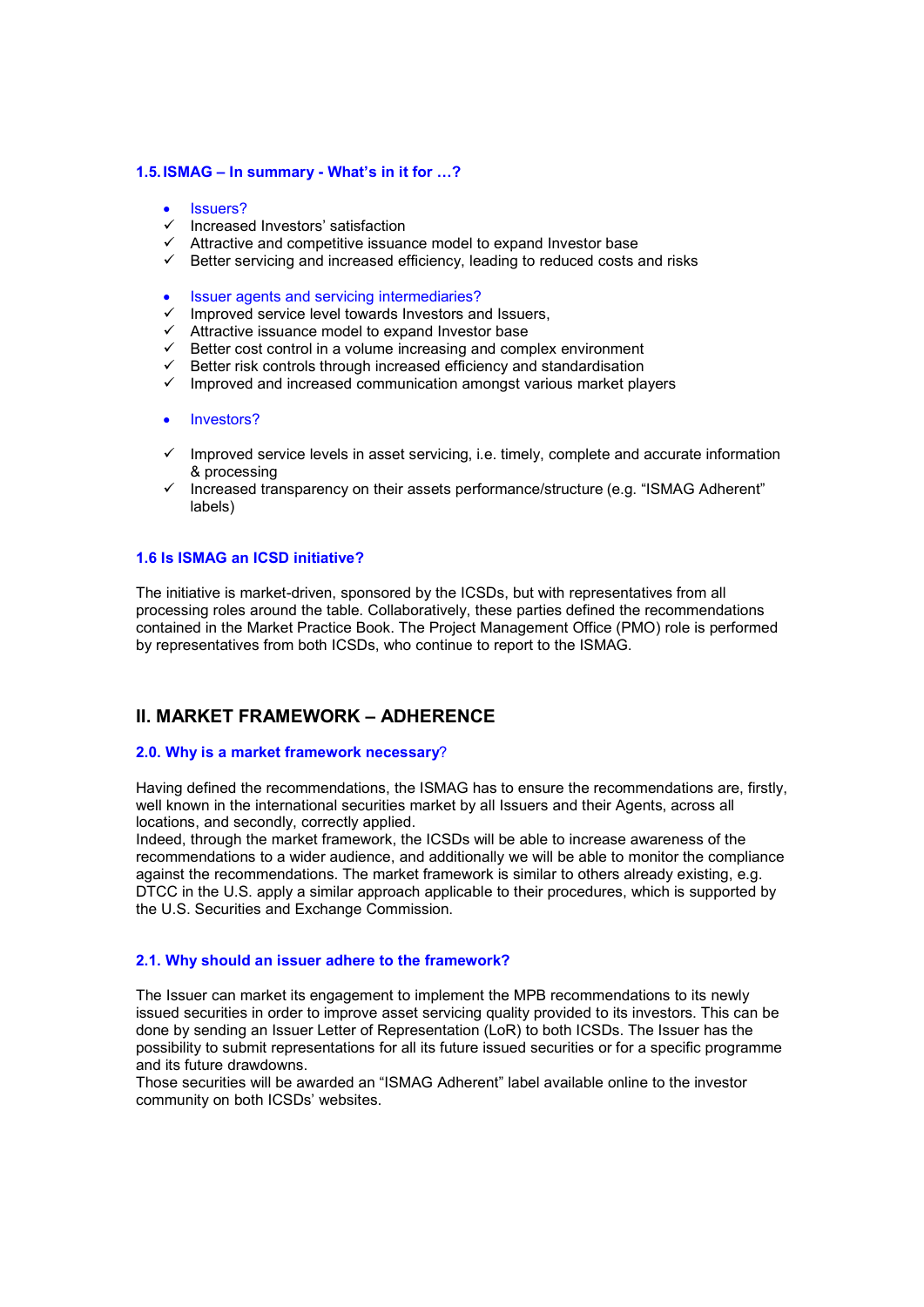### 1.5. ISMAG – In summary - What's in it for …?

- Issuers?
  - ✓ Increased Investors' satisfaction
  - ✓ Attractive and competitive issuance model to expand Investor base
  - ✓ Better servicing and increased efficiency, leading to reduced costs and risks

- Issuer agents and servicing intermediaries?
  - ✓ Improved service level towards Investors and Issuers,
  - ✓ Attractive issuance model to expand Investor base
  - ✓ Better cost control in a volume increasing and complex environment
  - ✓ Better risk controls through increased efficiency and standardisation
  - ✓ Improved and increased communication amongst various market players

- Investors?
  - ✓ Improved service levels in asset servicing, i.e. timely, complete and accurate information & processing
  - ✓ Increased transparency on their assets performance/structure (e.g. "ISMAG Adherent" labels)

### 1.6 Is ISMAG an ICSD initiative?

The initiative is market-driven, sponsored by the ICSDs, but with representatives from all processing roles around the table. Collaboratively, these parties defined the recommendations contained in the Market Practice Book. The Project Management Office (PMO) role is performed by representatives from both ICSDs, who continue to report to the ISMAG.

## II. MARKET FRAMEWORK – ADHERENCE

### 2.0. Why is a market framework necessary?

Having defined the recommendations, the ISMAG has to ensure the recommendations are, firstly, well known in the international securities market by all Issuers and their Agents, across all locations, and secondly, correctly applied.
Indeed, through the market framework, the ICSDs will be able to increase awareness of the recommendations to a wider audience, and additionally we will be able to monitor the compliance against the recommendations. The market framework is similar to others already existing, e.g. DTCC in the U.S. apply a similar approach applicable to their procedures, which is supported by the U.S. Securities and Exchange Commission.

### 2.1. Why should an issuer adhere to the framework?

The Issuer can market its engagement to implement the MPB recommendations to its newly issued securities in order to improve asset servicing quality provided to its investors. This can be done by sending an Issuer Letter of Representation (LoR) to both ICSDs. The Issuer has the possibility to submit representations for all its future issued securities or for a specific programme and its future drawdowns.
Those securities will be awarded an "ISMAG Adherent" label available online to the investor community on both ICSDs' websites.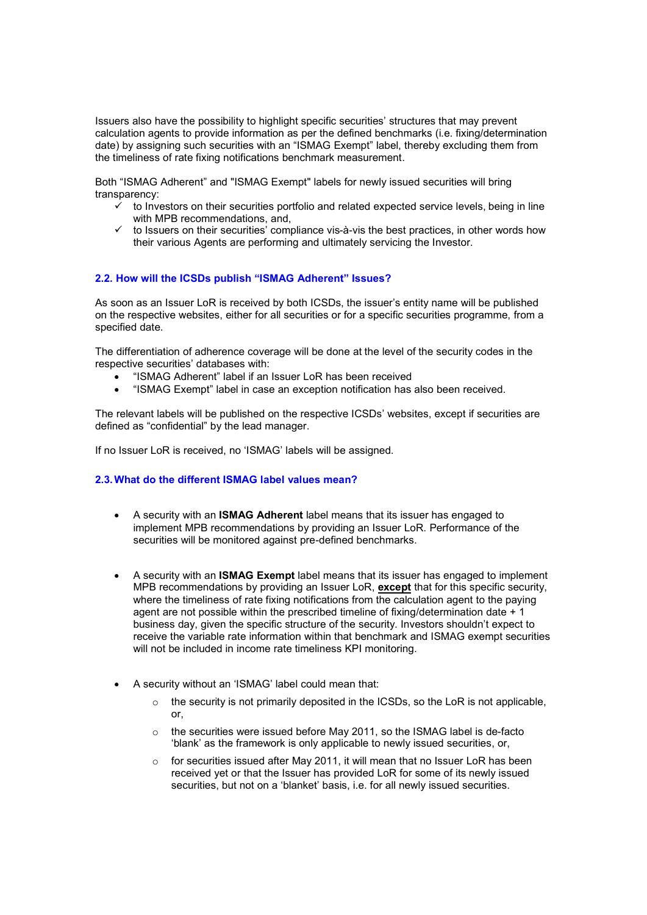Issuers also have the possibility to highlight specific securities' structures that may prevent calculation agents to provide information as per the defined benchmarks (i.e. fixing/determination date) by assigning such securities with an "ISMAG Exempt" label, thereby excluding them from the timeliness of rate fixing notifications benchmark measurement.

Both "ISMAG Adherent" and "ISMAG Exempt" labels for newly issued securities will bring transparency:

- ✓ to Investors on their securities portfolio and related expected service levels, being in line with MPB recommendations, and,
- ✓ to Issuers on their securities' compliance vis-à-vis the best practices, in other words how their various Agents are performing and ultimately servicing the Investor.

### 2.2. How will the ICSDs publish "ISMAG Adherent" Issues?

As soon as an Issuer LoR is received by both ICSDs, the issuer's entity name will be published on the respective websites, either for all securities or for a specific securities programme, from a specified date.

The differentiation of adherence coverage will be done at the level of the security codes in the respective securities' databases with:

- "ISMAG Adherent" label if an Issuer LoR has been received
- "ISMAG Exempt" label in case an exception notification has also been received.

The relevant labels will be published on the respective ICSDs' websites, except if securities are defined as "confidential" by the lead manager.

If no Issuer LoR is received, no 'ISMAG' labels will be assigned.

### 2.3. What do the different ISMAG label values mean?

- A security with an **ISMAG Adherent** label means that its issuer has engaged to implement MPB recommendations by providing an Issuer LoR. Performance of the securities will be monitored against pre-defined benchmarks.

- A security with an **ISMAG Exempt** label means that its issuer has engaged to implement MPB recommendations by providing an Issuer LoR, **<u>except</u>** that for this specific security, where the timeliness of rate fixing notifications from the calculation agent to the paying agent are not possible within the prescribed timeline of fixing/determination date + 1 business day, given the specific structure of the security. Investors shouldn't expect to receive the variable rate information within that benchmark and ISMAG exempt securities will not be included in income rate timeliness KPI monitoring.

- A security without an 'ISMAG' label could mean that:
  - the security is not primarily deposited in the ICSDs, so the LoR is not applicable, or,
  - the securities were issued before May 2011, so the ISMAG label is de-facto 'blank' as the framework is only applicable to newly issued securities, or,
  - for securities issued after May 2011, it will mean that no Issuer LoR has been received yet or that the Issuer has provided LoR for some of its newly issued securities, but not on a 'blanket' basis, i.e. for all newly issued securities.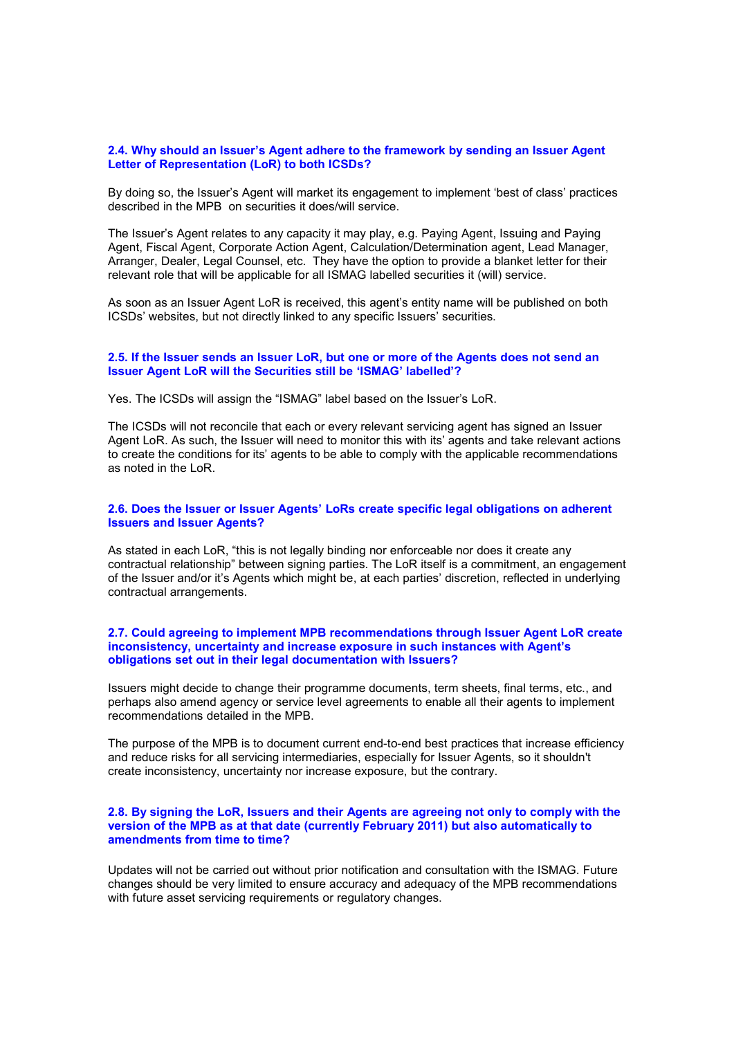### 2.4. Why should an Issuer's Agent adhere to the framework by sending an Issuer Agent Letter of Representation (LoR) to both ICSDs?

By doing so, the Issuer's Agent will market its engagement to implement 'best of class' practices described in the MPB on securities it does/will service.

The Issuer's Agent relates to any capacity it may play, e.g. Paying Agent, Issuing and Paying Agent, Fiscal Agent, Corporate Action Agent, Calculation/Determination agent, Lead Manager, Arranger, Dealer, Legal Counsel, etc. They have the option to provide a blanket letter for their relevant role that will be applicable for all ISMAG labelled securities it (will) service.

As soon as an Issuer Agent LoR is received, this agent's entity name will be published on both ICSDs' websites, but not directly linked to any specific Issuers' securities.

### 2.5. If the Issuer sends an Issuer LoR, but one or more of the Agents does not send an Issuer Agent LoR will the Securities still be 'ISMAG' labelled'?

Yes. The ICSDs will assign the "ISMAG" label based on the Issuer's LoR.

The ICSDs will not reconcile that each or every relevant servicing agent has signed an Issuer Agent LoR. As such, the Issuer will need to monitor this with its' agents and take relevant actions to create the conditions for its' agents to be able to comply with the applicable recommendations as noted in the LoR.

### 2.6. Does the Issuer or Issuer Agents' LoRs create specific legal obligations on adherent Issuers and Issuer Agents?

As stated in each LoR, "this is not legally binding nor enforceable nor does it create any contractual relationship" between signing parties. The LoR itself is a commitment, an engagement of the Issuer and/or it's Agents which might be, at each parties' discretion, reflected in underlying contractual arrangements.

### 2.7. Could agreeing to implement MPB recommendations through Issuer Agent LoR create inconsistency, uncertainty and increase exposure in such instances with Agent's obligations set out in their legal documentation with Issuers?

Issuers might decide to change their programme documents, term sheets, final terms, etc., and perhaps also amend agency or service level agreements to enable all their agents to implement recommendations detailed in the MPB.

The purpose of the MPB is to document current end-to-end best practices that increase efficiency and reduce risks for all servicing intermediaries, especially for Issuer Agents, so it shouldn't create inconsistency, uncertainty nor increase exposure, but the contrary.

### 2.8. By signing the LoR, Issuers and their Agents are agreeing not only to comply with the version of the MPB as at that date (currently February 2011) but also automatically to amendments from time to time?

Updates will not be carried out without prior notification and consultation with the ISMAG. Future changes should be very limited to ensure accuracy and adequacy of the MPB recommendations with future asset servicing requirements or regulatory changes.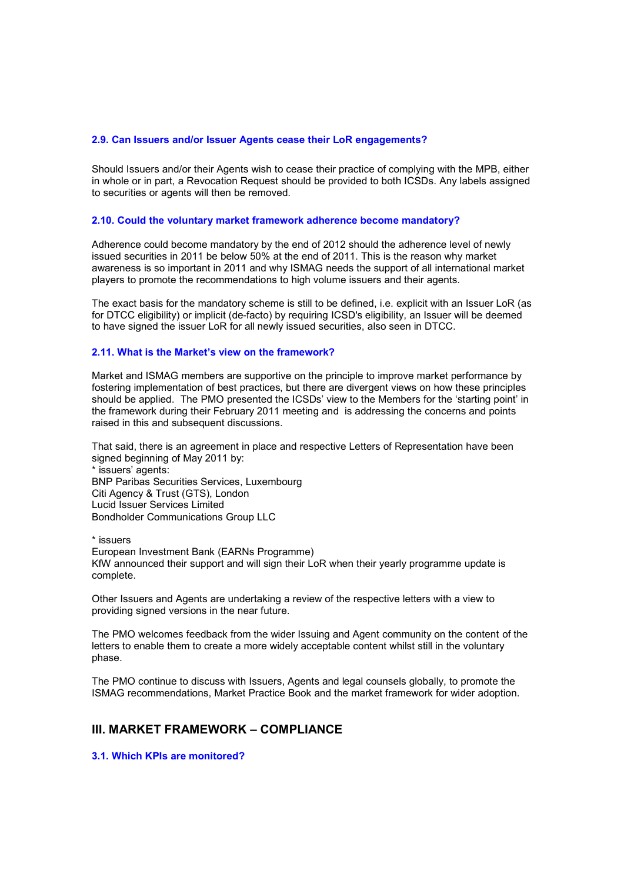### 2.9. Can Issuers and/or Issuer Agents cease their LoR engagements?

Should Issuers and/or their Agents wish to cease their practice of complying with the MPB, either in whole or in part, a Revocation Request should be provided to both ICSDs. Any labels assigned to securities or agents will then be removed.

### 2.10. Could the voluntary market framework adherence become mandatory?

Adherence could become mandatory by the end of 2012 should the adherence level of newly issued securities in 2011 be below 50% at the end of 2011. This is the reason why market awareness is so important in 2011 and why ISMAG needs the support of all international market players to promote the recommendations to high volume issuers and their agents.

The exact basis for the mandatory scheme is still to be defined, i.e. explicit with an Issuer LoR (as for DTCC eligibility) or implicit (de-facto) by requiring ICSD's eligibility, an Issuer will be deemed to have signed the issuer LoR for all newly issued securities, also seen in DTCC.

### 2.11. What is the Market's view on the framework?

Market and ISMAG members are supportive on the principle to improve market performance by fostering implementation of best practices, but there are divergent views on how these principles should be applied. The PMO presented the ICSDs' view to the Members for the 'starting point' in the framework during their February 2011 meeting and is addressing the concerns and points raised in this and subsequent discussions.

That said, there is an agreement in place and respective Letters of Representation have been signed beginning of May 2011 by:

* issuers' agents:

BNP Paribas Securities Services, Luxembourg
Citi Agency & Trust (GTS), London
Lucid Issuer Services Limited
Bondholder Communications Group LLC

* issuers

European Investment Bank (EARNs Programme)
KfW announced their support and will sign their LoR when their yearly programme update is complete.

Other Issuers and Agents are undertaking a review of the respective letters with a view to providing signed versions in the near future.

The PMO welcomes feedback from the wider Issuing and Agent community on the content of the letters to enable them to create a more widely acceptable content whilst still in the voluntary phase.

The PMO continue to discuss with Issuers, Agents and legal counsels globally, to promote the ISMAG recommendations, Market Practice Book and the market framework for wider adoption.

## III. MARKET FRAMEWORK – COMPLIANCE

### 3.1. Which KPIs are monitored?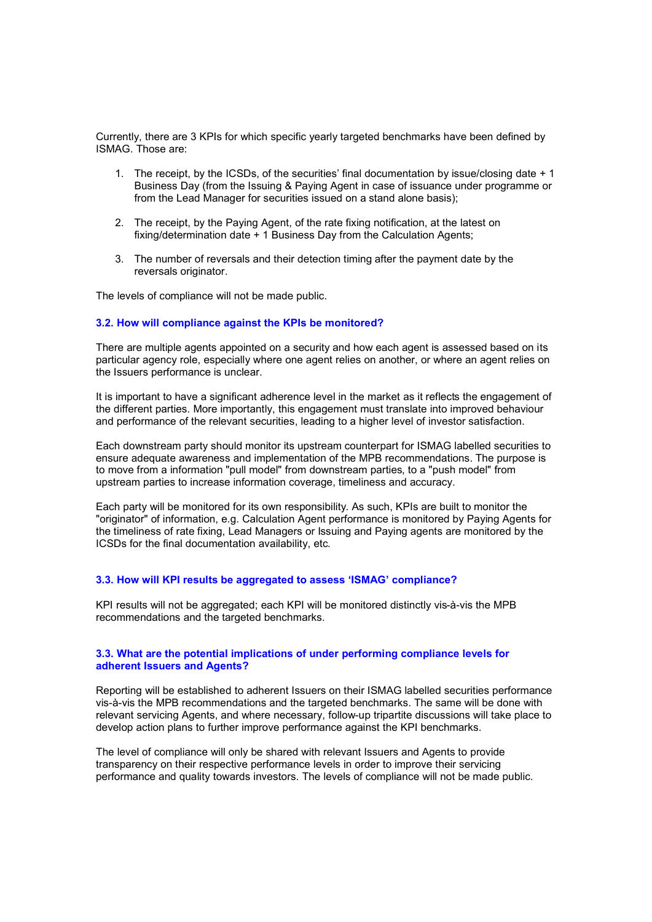Currently, there are 3 KPIs for which specific yearly targeted benchmarks have been defined by ISMAG. Those are:

1. The receipt, by the ICSDs, of the securities' final documentation by issue/closing date + 1 Business Day (from the Issuing & Paying Agent in case of issuance under programme or from the Lead Manager for securities issued on a stand alone basis);

2. The receipt, by the Paying Agent, of the rate fixing notification, at the latest on fixing/determination date + 1 Business Day from the Calculation Agents;

3. The number of reversals and their detection timing after the payment date by the reversals originator.

The levels of compliance will not be made public.

### 3.2. How will compliance against the KPIs be monitored?

There are multiple agents appointed on a security and how each agent is assessed based on its particular agency role, especially where one agent relies on another, or where an agent relies on the Issuers performance is unclear.

It is important to have a significant adherence level in the market as it reflects the engagement of the different parties. More importantly, this engagement must translate into improved behaviour and performance of the relevant securities, leading to a higher level of investor satisfaction.

Each downstream party should monitor its upstream counterpart for ISMAG labelled securities to ensure adequate awareness and implementation of the MPB recommendations. The purpose is to move from a information "pull model" from downstream parties, to a "push model" from upstream parties to increase information coverage, timeliness and accuracy.

Each party will be monitored for its own responsibility. As such, KPIs are built to monitor the "originator" of information, e.g. Calculation Agent performance is monitored by Paying Agents for the timeliness of rate fixing, Lead Managers or Issuing and Paying agents are monitored by the ICSDs for the final documentation availability, etc.

### 3.3. How will KPI results be aggregated to assess 'ISMAG' compliance?

KPI results will not be aggregated; each KPI will be monitored distinctly vis-à-vis the MPB recommendations and the targeted benchmarks.

### 3.3. What are the potential implications of under performing compliance levels for adherent Issuers and Agents?

Reporting will be established to adherent Issuers on their ISMAG labelled securities performance vis-à-vis the MPB recommendations and the targeted benchmarks. The same will be done with relevant servicing Agents, and where necessary, follow-up tripartite discussions will take place to develop action plans to further improve performance against the KPI benchmarks.

The level of compliance will only be shared with relevant Issuers and Agents to provide transparency on their respective performance levels in order to improve their servicing performance and quality towards investors. The levels of compliance will not be made public.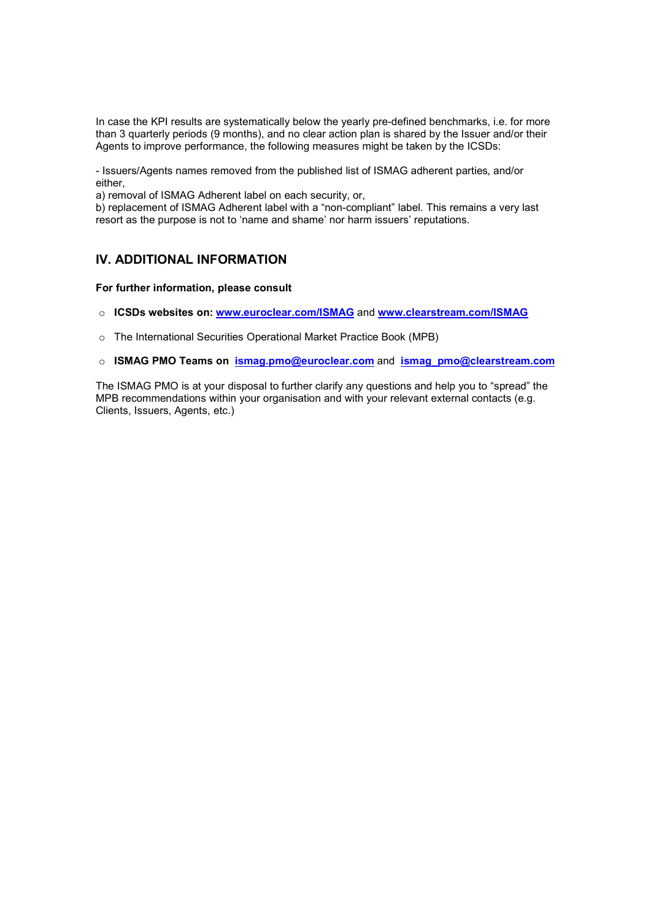In case the KPI results are systematically below the yearly pre-defined benchmarks, i.e. for more than 3 quarterly periods (9 months), and no clear action plan is shared by the Issuer and/or their Agents to improve performance, the following measures might be taken by the ICSDs:

- Issuers/Agents names removed from the published list of ISMAG adherent parties, and/or either,
a) removal of ISMAG Adherent label on each security, or,
b) replacement of ISMAG Adherent label with a "non-compliant" label. This remains a very last resort as the purpose is not to 'name and shame' nor harm issuers' reputations.

## IV. ADDITIONAL INFORMATION

**For further information, please consult**

- **ICSDs websites on:** **[www.euroclear.com/ISMAG](http://www.euroclear.com/ISMAG)** and **[www.clearstream.com/ISMAG](http://www.clearstream.com/ISMAG)**
- The International Securities Operational Market Practice Book (MPB)
- **ISMAG PMO Teams on** **[ismag.pmo@euroclear.com](mailto:ismag.pmo@euroclear.com)** and **[ismag_pmo@clearstream.com](mailto:ismag_pmo@clearstream.com)**

The ISMAG PMO is at your disposal to further clarify any questions and help you to "spread" the MPB recommendations within your organisation and with your relevant external contacts (e.g. Clients, Issuers, Agents, etc.)